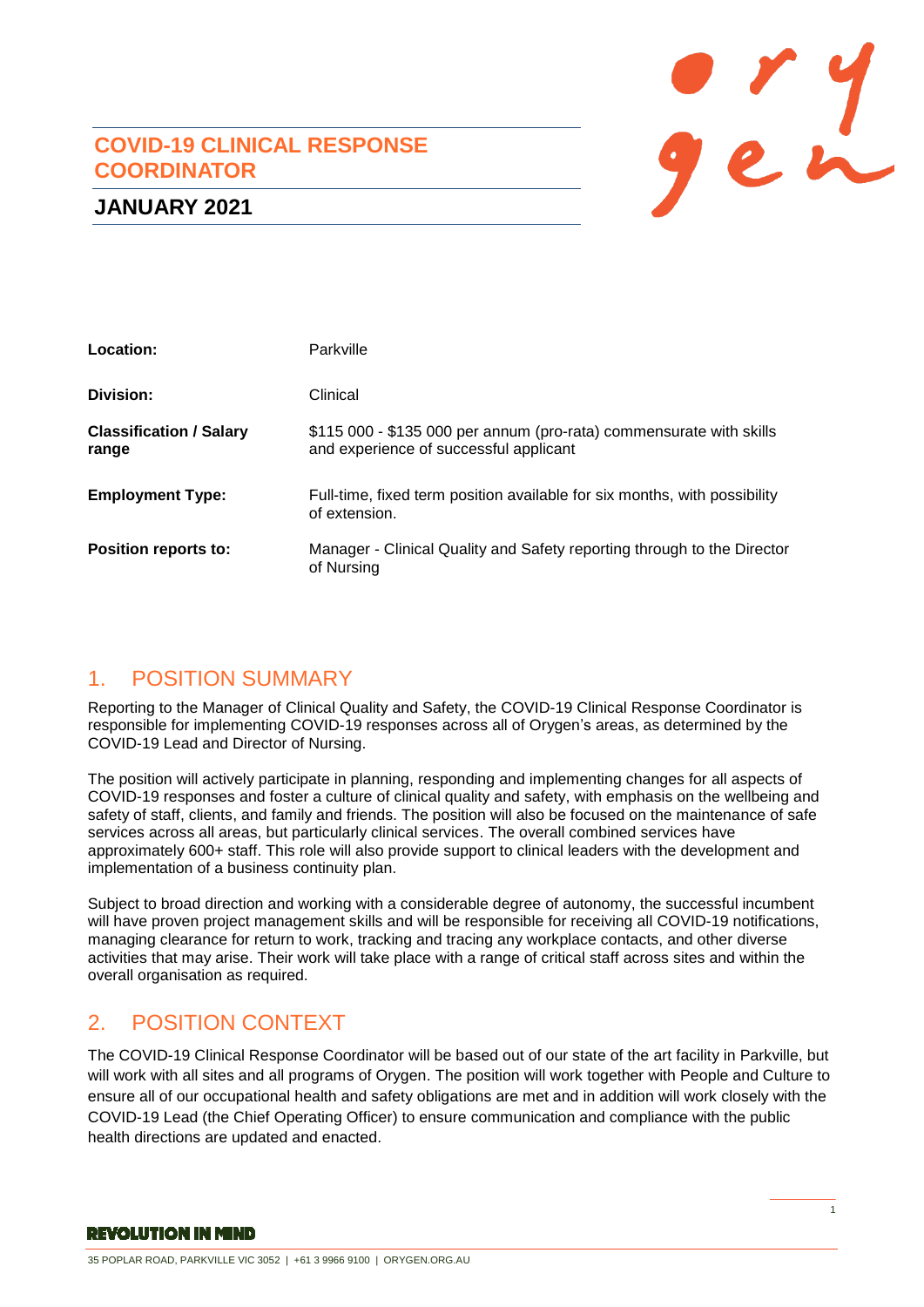# COVID-19 CLINICAL RESPONSE COORDINATOR

## JANUARY 2021

| | |
|---|---|
| **Location:** | Parkville |
| **Division:** | Clinical |
| **Classification / Salary range** | $115 000 - $135 000 per annum (pro-rata) commensurate with skills and experience of successful applicant |
| **Employment Type:** | Full-time, fixed term position available for six months, with possibility of extension. |
| **Position reports to:** | Manager - Clinical Quality and Safety reporting through to the Director of Nursing |

## 1. POSITION SUMMARY

Reporting to the Manager of Clinical Quality and Safety, the COVID-19 Clinical Response Coordinator is responsible for implementing COVID-19 responses across all of Orygen's areas, as determined by the COVID-19 Lead and Director of Nursing.

The position will actively participate in planning, responding and implementing changes for all aspects of COVID-19 responses and foster a culture of clinical quality and safety, with emphasis on the wellbeing and safety of staff, clients, and family and friends. The position will also be focused on the maintenance of safe services across all areas, but particularly clinical services. The overall combined services have approximately 600+ staff. This role will also provide support to clinical leaders with the development and implementation of a business continuity plan.

Subject to broad direction and working with a considerable degree of autonomy, the successful incumbent will have proven project management skills and will be responsible for receiving all COVID-19 notifications, managing clearance for return to work, tracking and tracing any workplace contacts, and other diverse activities that may arise. Their work will take place with a range of critical staff across sites and within the overall organisation as required.

## 2. POSITION CONTEXT

The COVID-19 Clinical Response Coordinator will be based out of our state of the art facility in Parkville, but will work with all sites and all programs of Orygen. The position will work together with People and Culture to ensure all of our occupational health and safety obligations are met and in addition will work closely with the COVID-19 Lead (the Chief Operating Officer) to ensure communication and compliance with the public health directions are updated and enacted.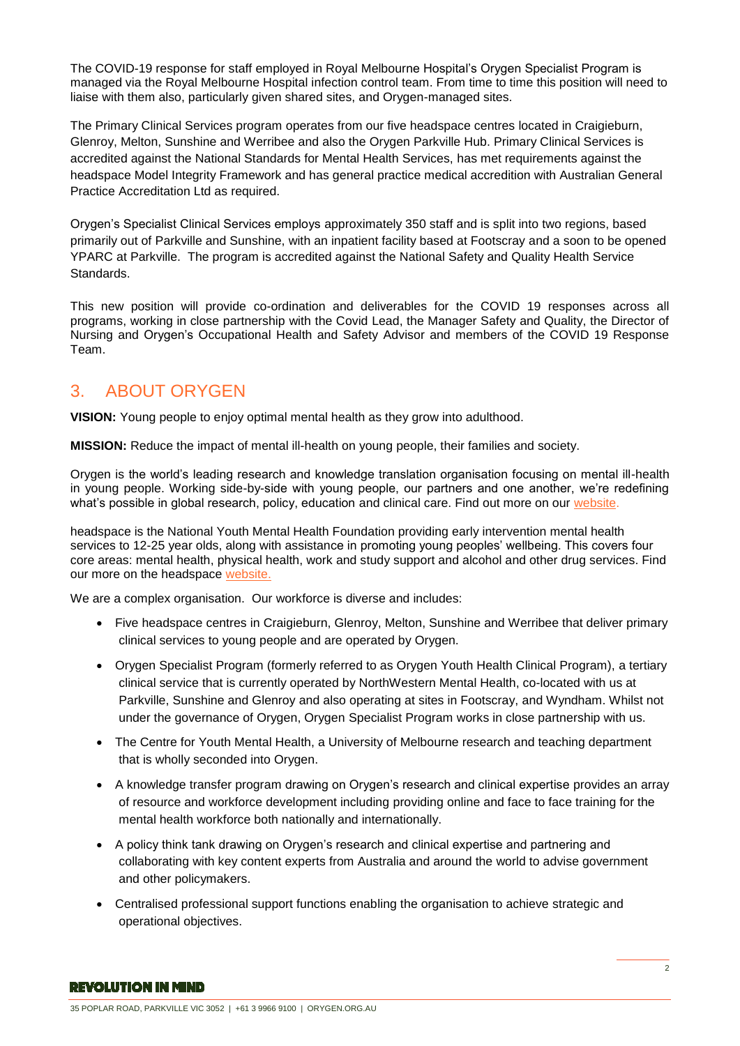The COVID-19 response for staff employed in Royal Melbourne Hospital's Orygen Specialist Program is managed via the Royal Melbourne Hospital infection control team. From time to time this position will need to liaise with them also, particularly given shared sites, and Orygen-managed sites.

The Primary Clinical Services program operates from our five headspace centres located in Craigieburn, Glenroy, Melton, Sunshine and Werribee and also the Orygen Parkville Hub. Primary Clinical Services is accredited against the National Standards for Mental Health Services, has met requirements against the headspace Model Integrity Framework and has general practice medical accredition with Australian General Practice Accreditation Ltd as required.

Orygen's Specialist Clinical Services employs approximately 350 staff and is split into two regions, based primarily out of Parkville and Sunshine, with an inpatient facility based at Footscray and a soon to be opened YPARC at Parkville. The program is accredited against the National Safety and Quality Health Service Standards.

This new position will provide co-ordination and deliverables for the COVID 19 responses across all programs, working in close partnership with the Covid Lead, the Manager Safety and Quality, the Director of Nursing and Orygen's Occupational Health and Safety Advisor and members of the COVID 19 Response Team.

## 3. ABOUT ORYGEN

**VISION:** Young people to enjoy optimal mental health as they grow into adulthood.

**MISSION:** Reduce the impact of mental ill-health on young people, their families and society.

Orygen is the world's leading research and knowledge translation organisation focusing on mental ill-health in young people. Working side-by-side with young people, our partners and one another, we're redefining what's possible in global research, policy, education and clinical care. Find out more on our website.

headspace is the National Youth Mental Health Foundation providing early intervention mental health services to 12-25 year olds, along with assistance in promoting young peoples' wellbeing. This covers four core areas: mental health, physical health, work and study support and alcohol and other drug services. Find our more on the headspace website.

We are a complex organisation. Our workforce is diverse and includes:

- Five headspace centres in Craigieburn, Glenroy, Melton, Sunshine and Werribee that deliver primary clinical services to young people and are operated by Orygen.
- Orygen Specialist Program (formerly referred to as Orygen Youth Health Clinical Program), a tertiary clinical service that is currently operated by NorthWestern Mental Health, co-located with us at Parkville, Sunshine and Glenroy and also operating at sites in Footscray, and Wyndham. Whilst not under the governance of Orygen, Orygen Specialist Program works in close partnership with us.
- The Centre for Youth Mental Health, a University of Melbourne research and teaching department that is wholly seconded into Orygen.
- A knowledge transfer program drawing on Orygen's research and clinical expertise provides an array of resource and workforce development including providing online and face to face training for the mental health workforce both nationally and internationally.
- A policy think tank drawing on Orygen's research and clinical expertise and partnering and collaborating with key content experts from Australia and around the world to advise government and other policymakers.
- Centralised professional support functions enabling the organisation to achieve strategic and operational objectives.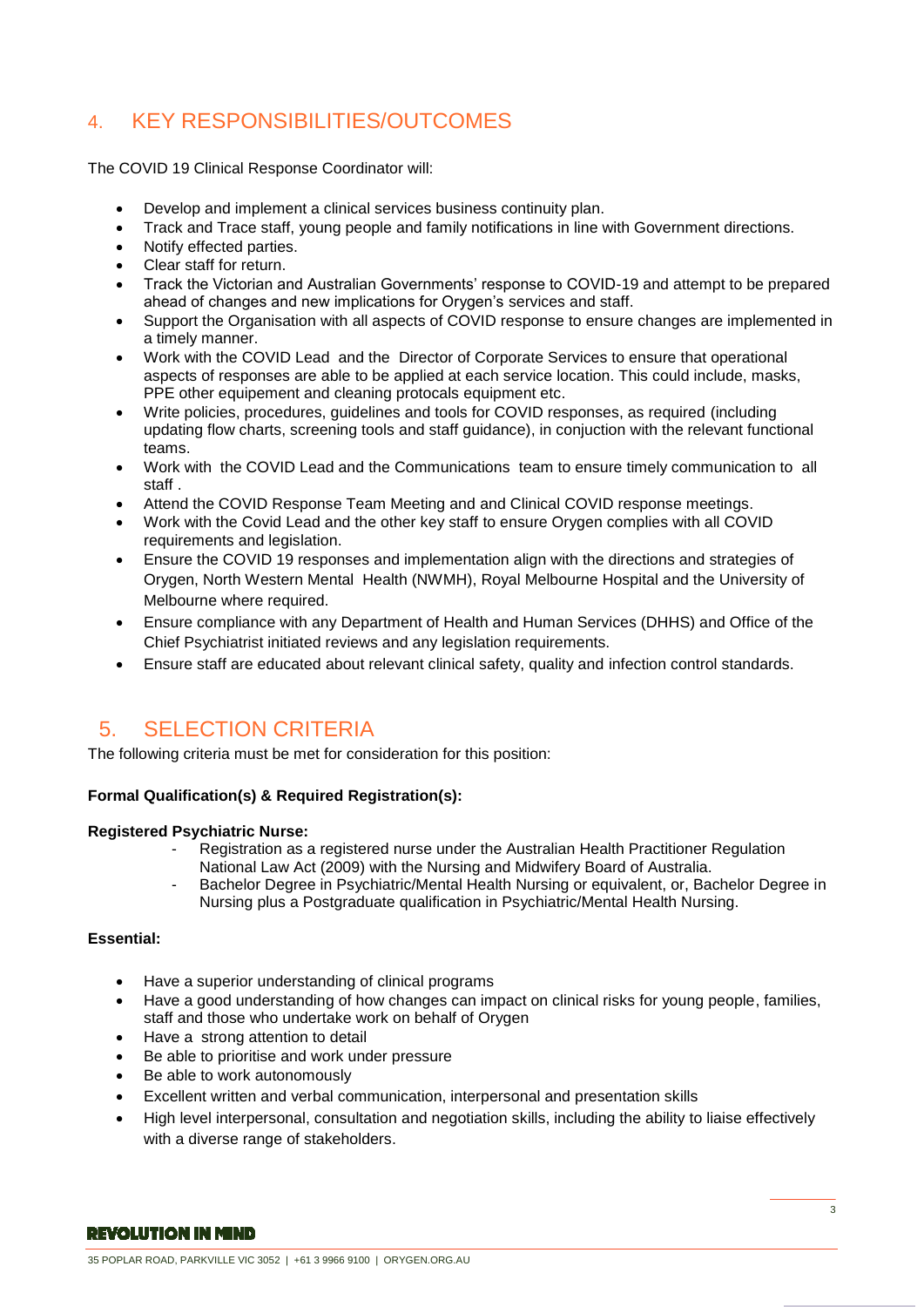## 4. KEY RESPONSIBILITIES/OUTCOMES

The COVID 19 Clinical Response Coordinator will:

- Develop and implement a clinical services business continuity plan.
- Track and Trace staff, young people and family notifications in line with Government directions.
- Notify effected parties.
- Clear staff for return.
- Track the Victorian and Australian Governments' response to COVID-19 and attempt to be prepared ahead of changes and new implications for Orygen's services and staff.
- Support the Organisation with all aspects of COVID response to ensure changes are implemented in a timely manner.
- Work with the COVID Lead and the Director of Corporate Services to ensure that operational aspects of responses are able to be applied at each service location. This could include, masks, PPE other equipement and cleaning protocals equipment etc.
- Write policies, procedures, guidelines and tools for COVID responses, as required (including updating flow charts, screening tools and staff guidance), in conjuction with the relevant functional teams.
- Work with the COVID Lead and the Communications team to ensure timely communication to all staff .
- Attend the COVID Response Team Meeting and and Clinical COVID response meetings.
- Work with the Covid Lead and the other key staff to ensure Orygen complies with all COVID requirements and legislation.
- Ensure the COVID 19 responses and implementation align with the directions and strategies of Orygen, North Western Mental Health (NWMH), Royal Melbourne Hospital and the University of Melbourne where required.
- Ensure compliance with any Department of Health and Human Services (DHHS) and Office of the Chief Psychiatrist initiated reviews and any legislation requirements.
- Ensure staff are educated about relevant clinical safety, quality and infection control standards.

## 5. SELECTION CRITERIA

The following criteria must be met for consideration for this position:

**Formal Qualification(s) & Required Registration(s):**

**Registered Psychiatric Nurse:**

- Registration as a registered nurse under the Australian Health Practitioner Regulation National Law Act (2009) with the Nursing and Midwifery Board of Australia.
- Bachelor Degree in Psychiatric/Mental Health Nursing or equivalent, or, Bachelor Degree in Nursing plus a Postgraduate qualification in Psychiatric/Mental Health Nursing.

**Essential:**

- Have a superior understanding of clinical programs
- Have a good understanding of how changes can impact on clinical risks for young people, families, staff and those who undertake work on behalf of Orygen
- Have a strong attention to detail
- Be able to prioritise and work under pressure
- Be able to work autonomously
- Excellent written and verbal communication, interpersonal and presentation skills
- High level interpersonal, consultation and negotiation skills, including the ability to liaise effectively with a diverse range of stakeholders.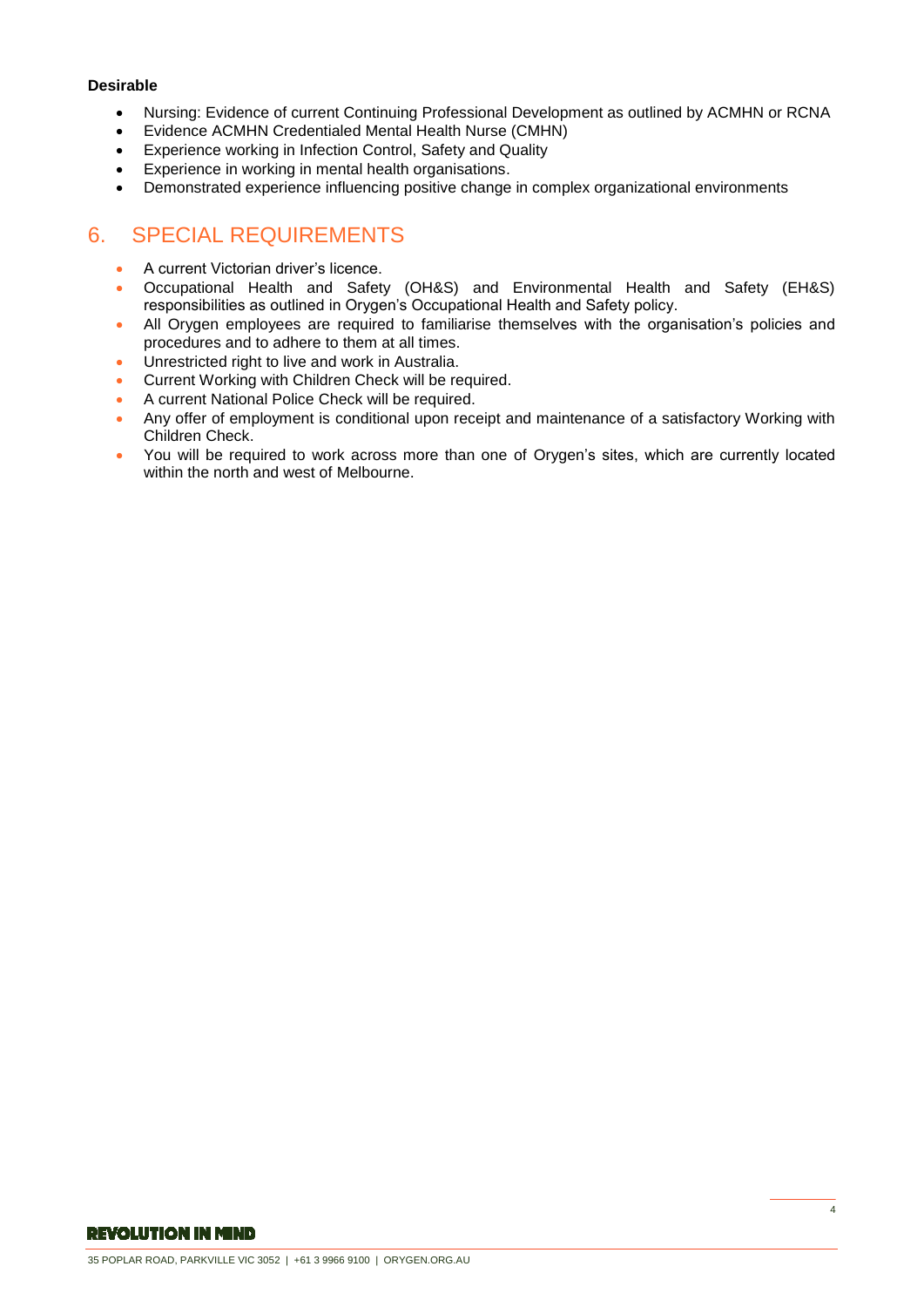**Desirable**

- Nursing: Evidence of current Continuing Professional Development as outlined by ACMHN or RCNA
- Evidence ACMHN Credentialed Mental Health Nurse (CMHN)
- Experience working in Infection Control, Safety and Quality
- Experience in working in mental health organisations.
- Demonstrated experience influencing positive change in complex organizational environments

## 6. SPECIAL REQUIREMENTS

- A current Victorian driver's licence.
- Occupational Health and Safety (OH&S) and Environmental Health and Safety (EH&S) responsibilities as outlined in Orygen's Occupational Health and Safety policy.
- All Orygen employees are required to familiarise themselves with the organisation's policies and procedures and to adhere to them at all times.
- Unrestricted right to live and work in Australia.
- Current Working with Children Check will be required.
- A current National Police Check will be required.
- Any offer of employment is conditional upon receipt and maintenance of a satisfactory Working with Children Check.
- You will be required to work across more than one of Orygen's sites, which are currently located within the north and west of Melbourne.